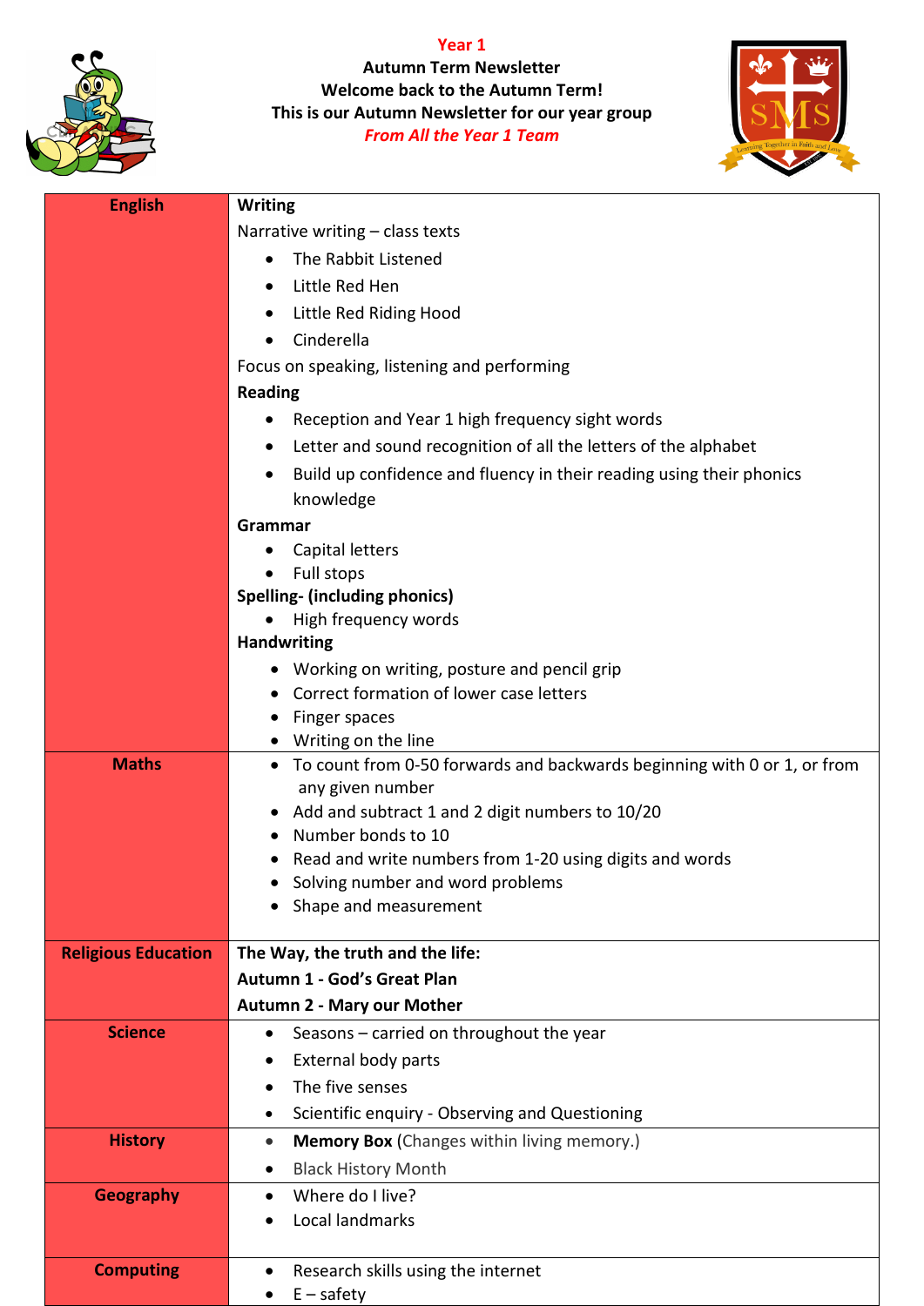**Year 1**

**Autumn Term Newsletter**

**Welcome back to the Autumn Term!**

**This is our Autumn Newsletter for our year group**

***From All the Year 1 Team***

| | |
|---|---|
| **English** | **Writing**<br>Narrative writing – class texts<br>• The Rabbit Listened<br>• Little Red Hen<br>• Little Red Riding Hood<br>• Cinderella<br>Focus on speaking, listening and performing<br>**Reading**<br>• Reception and Year 1 high frequency sight words<br>• Letter and sound recognition of all the letters of the alphabet<br>• Build up confidence and fluency in their reading using their phonics knowledge<br>**Grammar**<br>• Capital letters<br>• Full stops<br>**Spelling- (including phonics)**<br>• High frequency words<br>**Handwriting**<br>• Working on writing, posture and pencil grip<br>• Correct formation of lower case letters<br>• Finger spaces<br>• Writing on the line |
| **Maths** | • To count from 0-50 forwards and backwards beginning with 0 or 1, or from any given number<br>• Add and subtract 1 and 2 digit numbers to 10/20<br>• Number bonds to 10<br>• Read and write numbers from 1-20 using digits and words<br>• Solving number and word problems<br>• Shape and measurement |
| **Religious Education** | **The Way, the truth and the life:**<br>**Autumn 1 - God's Great Plan**<br>**Autumn 2 - Mary our Mother** |
| **Science** | • Seasons – carried on throughout the year<br>• External body parts<br>• The five senses<br>• Scientific enquiry - Observing and Questioning |
| **History** | • **Memory Box** (Changes within living memory.)<br>• Black History Month |
| **Geography** | • Where do I live?<br>• Local landmarks |
| **Computing** | • Research skills using the internet<br>• E – safety |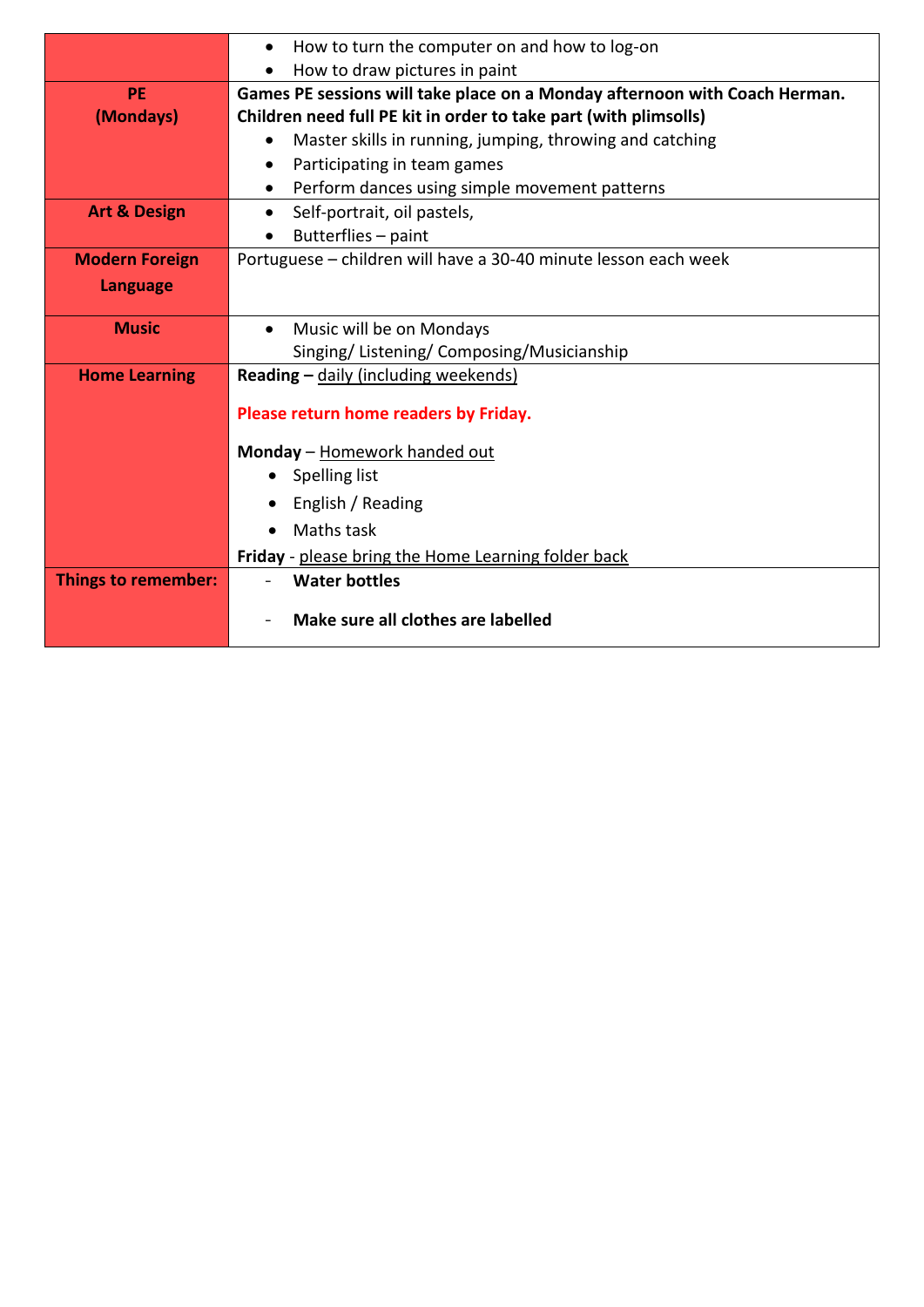| | |
|---|---|
| | • How to turn the computer on and how to log-on<br>• How to draw pictures in paint |
| **PE (Mondays)** | **Games PE sessions will take place on a Monday afternoon with Coach Herman. Children need full PE kit in order to take part (with plimsolls)**<br>• Master skills in running, jumping, throwing and catching<br>• Participating in team games<br>• Perform dances using simple movement patterns |
| **Art & Design** | • Self-portrait, oil pastels,<br>• Butterflies – paint |
| **Modern Foreign Language** | Portuguese – children will have a 30-40 minute lesson each week |
| **Music** | • Music will be on Mondays<br>Singing/ Listening/ Composing/Musicianship |
| **Home Learning** | **Reading –** daily (including weekends)<br><br>**Please return home readers by Friday.**<br><br>**Monday** – Homework handed out<br>• Spelling list<br>• English / Reading<br>• Maths task<br>**Friday** - please bring the Home Learning folder back |
| **Things to remember:** | - **Water bottles**<br><br>- **Make sure all clothes are labelled** |